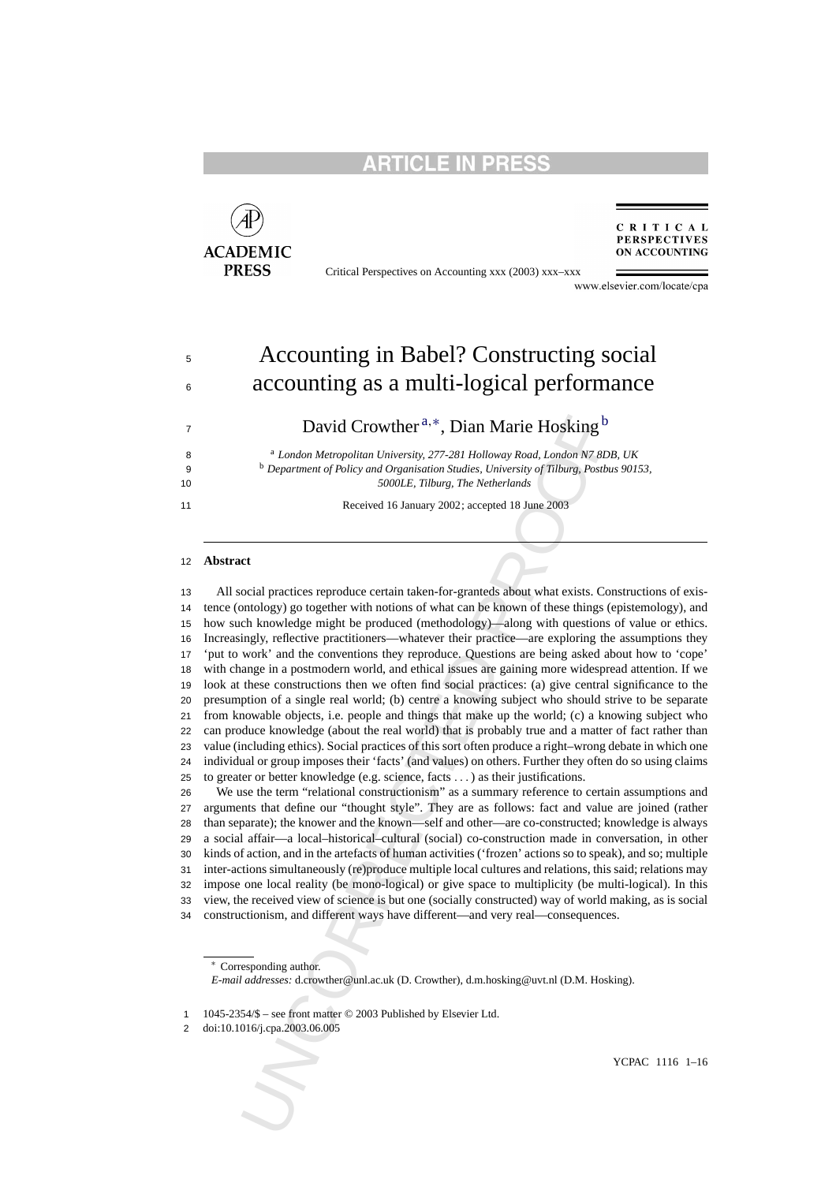# Accounting in Babel? Constructing social accounting as a multi-logical performance

David Crowther[a,*], Dian Marie Hosking[b]

[a] *London Metropolitan University, 277-281 Holloway Road, London N7 8DB, UK*
[b] *Department of Policy and Organisation Studies, University of Tilburg, Postbus 90153, 5000LE, Tilburg, The Netherlands*

Received 16 January 2002; accepted 18 June 2003

## Abstract

All social practices reproduce certain taken-for-granteds about what exists. Constructions of existence (ontology) go together with notions of what can be known of these things (epistemology), and how such knowledge might be produced (methodology)—along with questions of value or ethics. Increasingly, reflective practitioners—whatever their practice—are exploring the assumptions they 'put to work' and the conventions they reproduce. Questions are being asked about how to 'cope' with change in a postmodern world, and ethical issues are gaining more widespread attention. If we look at these constructions then we often find social practices: (a) give central significance to the presumption of a single real world; (b) centre a knowing subject who should strive to be separate from knowable objects, i.e. people and things that make up the world; (c) a knowing subject who can produce knowledge (about the real world) that is probably true and a matter of fact rather than value (including ethics). Social practices of this sort often produce a right–wrong debate in which one individual or group imposes their 'facts' (and values) on others. Further they often do so using claims to greater or better knowledge (e.g. science, facts . . . ) as their justifications.

We use the term "relational constructionism" as a summary reference to certain assumptions and arguments that define our "thought style". They are as follows: fact and value are joined (rather than separate); the knower and the known—self and other—are co-constructed; knowledge is always a social affair—a local–historical–cultural (social) co-construction made in conversation, in other kinds of action, and in the artefacts of human activities ('frozen' actions so to speak), and so; multiple inter-actions simultaneously (re)produce multiple local cultures and relations, this said; relations may impose one local reality (be mono-logical) or give space to multiplicity (be multi-logical). In this view, the received view of science is but one (socially constructed) way of world making, as is social constructionism, and different ways have different—and very real—consequences.

---

\* Corresponding author.
*E-mail addresses:* d.crowther@unl.ac.uk (D. Crowther), d.m.hosking@uvt.nl (D.M. Hosking).

1045-2354/$ – see front matter © 2003 Published by Elsevier Ltd.
doi:10.1016/j.cpa.2003.06.005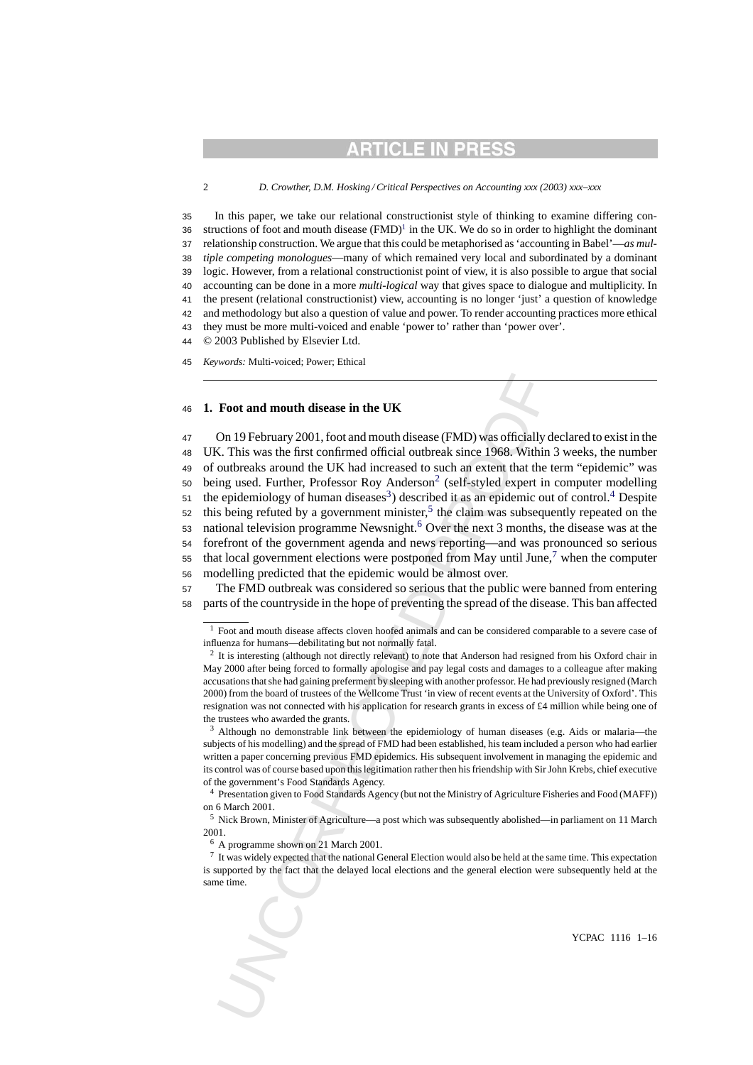In this paper, we take our relational constructionist style of thinking to examine differing constructions of foot and mouth disease (FMD)[1] in the UK. We do so in order to highlight the dominant relationship construction. We argue that this could be metaphorised as 'accounting in Babel'—*as multiple competing monologues*—many of which remained very local and subordinated by a dominant logic. However, from a relational constructionist point of view, it is also possible to argue that social accounting can be done in a more *multi-logical* way that gives space to dialogue and multiplicity. In the present (relational constructionist) view, accounting is no longer 'just' a question of knowledge and methodology but also a question of value and power. To render accounting practices more ethical they must be more multi-voiced and enable 'power to' rather than 'power over'.

© 2003 Published by Elsevier Ltd.

*Keywords:* Multi-voiced; Power; Ethical

## 1. Foot and mouth disease in the UK

On 19 February 2001, foot and mouth disease (FMD) was officially declared to exist in the UK. This was the first confirmed official outbreak since 1968. Within 3 weeks, the number of outbreaks around the UK had increased to such an extent that the term "epidemic" was being used. Further, Professor Roy Anderson[2] (self-styled expert in computer modelling the epidemiology of human diseases[3]) described it as an epidemic out of control.[4] Despite this being refuted by a government minister,[5] the claim was subsequently repeated on the national television programme Newsnight.[6] Over the next 3 months, the disease was at the forefront of the government agenda and news reporting—and was pronounced so serious that local government elections were postponed from May until June,[7] when the computer modelling predicted that the epidemic would be almost over.

The FMD outbreak was considered so serious that the public were banned from entering parts of the countryside in the hope of preventing the spread of the disease. This ban affected

---

[1] Foot and mouth disease affects cloven hoofed animals and can be considered comparable to a severe case of influenza for humans—debilitating but not normally fatal.

[2] It is interesting (although not directly relevant) to note that Anderson had resigned from his Oxford chair in May 2000 after being forced to formally apologise and pay legal costs and damages to a colleague after making accusations that she had gaining preferment by sleeping with another professor. He had previously resigned (March 2000) from the board of trustees of the Wellcome Trust 'in view of recent events at the University of Oxford'. This resignation was not connected with his application for research grants in excess of £4 million while being one of the trustees who awarded the grants.

[3] Although no demonstrable link between the epidemiology of human diseases (e.g. Aids or malaria—the subjects of his modelling) and the spread of FMD had been established, his team included a person who had earlier written a paper concerning previous FMD epidemics. His subsequent involvement in managing the epidemic and its control was of course based upon this legitimation rather then his friendship with Sir John Krebs, chief executive of the government's Food Standards Agency.

[4] Presentation given to Food Standards Agency (but not the Ministry of Agriculture Fisheries and Food (MAFF)) on 6 March 2001.

[5] Nick Brown, Minister of Agriculture—a post which was subsequently abolished—in parliament on 11 March 2001.

[6] A programme shown on 21 March 2001.

[7] It was widely expected that the national General Election would also be held at the same time. This expectation is supported by the fact that the delayed local elections and the general election were subsequently held at the same time.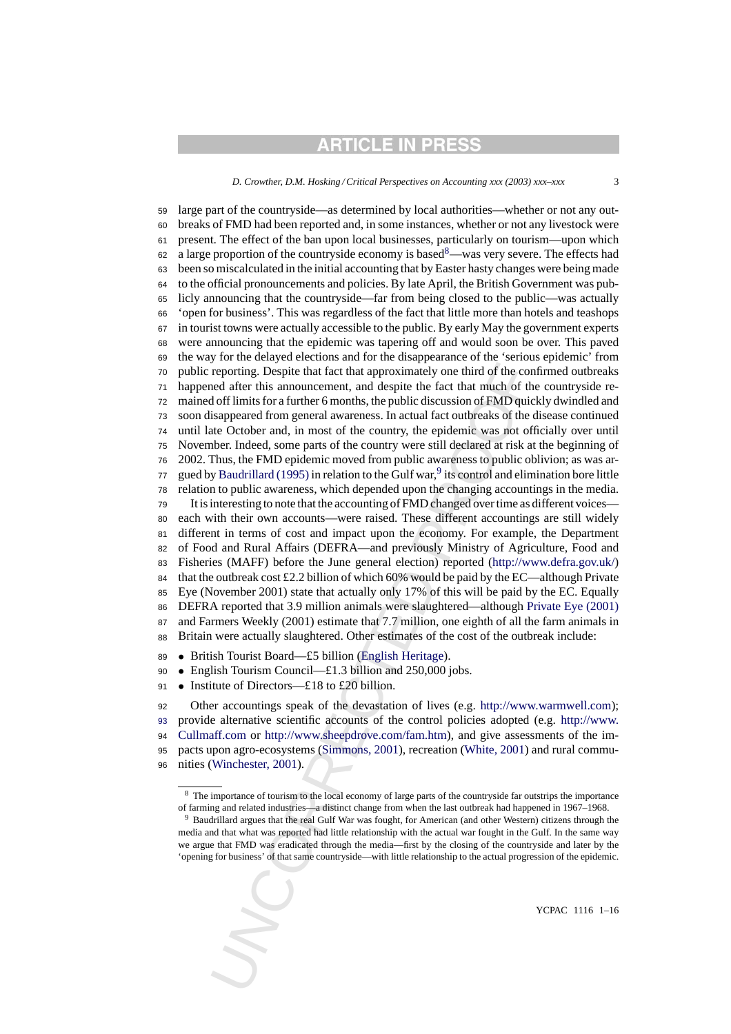large part of the countryside—as determined by local authorities—whether or not any outbreaks of FMD had been reported and, in some instances, whether or not any livestock were present. The effect of the ban upon local businesses, particularly on tourism—upon which a large proportion of the countryside economy is based[8]—was very severe. The effects had been so miscalculated in the initial accounting that by Easter hasty changes were being made to the official pronouncements and policies. By late April, the British Government was publicly announcing that the countryside—far from being closed to the public—was actually 'open for business'. This was regardless of the fact that little more than hotels and teashops in tourist towns were actually accessible to the public. By early May the government experts were announcing that the epidemic was tapering off and would soon be over. This paved the way for the delayed elections and for the disappearance of the 'serious epidemic' from public reporting. Despite that fact that approximately one third of the confirmed outbreaks happened after this announcement, and despite the fact that much of the countryside remained off limits for a further 6 months, the public discussion of FMD quickly dwindled and soon disappeared from general awareness. In actual fact outbreaks of the disease continued until late October and, in most of the country, the epidemic was not officially over until November. Indeed, some parts of the country were still declared at risk at the beginning of 2002. Thus, the FMD epidemic moved from public awareness to public oblivion; as was argued by Baudrillard (1995) in relation to the Gulf war,[9] its control and elimination bore little relation to public awareness, which depended upon the changing accountings in the media.

It is interesting to note that the accounting of FMD changed over time as different voices—each with their own accounts—were raised. These different accountings are still widely different in terms of cost and impact upon the economy. For example, the Department of Food and Rural Affairs (DEFRA—and previously Ministry of Agriculture, Food and Fisheries (MAFF) before the June general election) reported (http://www.defra.gov.uk/) that the outbreak cost £2.2 billion of which 60% would be paid by the EC—although Private Eye (November 2001) state that actually only 17% of this will be paid by the EC. Equally DEFRA reported that 3.9 million animals were slaughtered—although Private Eye (2001) and Farmers Weekly (2001) estimate that 7.7 million, one eighth of all the farm animals in Britain were actually slaughtered. Other estimates of the cost of the outbreak include:

- British Tourist Board—£5 billion (English Heritage).
- English Tourism Council—£1.3 billion and 250,000 jobs.
- Institute of Directors—£18 to £20 billion.

Other accountings speak of the devastation of lives (e.g. http://www.warmwell.com); provide alternative scientific accounts of the control policies adopted (e.g. http://www.Cullmaff.com or http://www.sheepdrove.com/fam.htm), and give assessments of the impacts upon agro-ecosystems (Simmons, 2001), recreation (White, 2001) and rural communities (Winchester, 2001).

[8] The importance of tourism to the local economy of large parts of the countryside far outstrips the importance of farming and related industries—a distinct change from when the last outbreak had happened in 1967–1968.

[9] Baudrillard argues that the real Gulf War was fought, for American (and other Western) citizens through the media and that what was reported had little relationship with the actual war fought in the Gulf. In the same way we argue that FMD was eradicated through the media—first by the closing of the countryside and later by the 'opening for business' of that same countryside—with little relationship to the actual progression of the epidemic.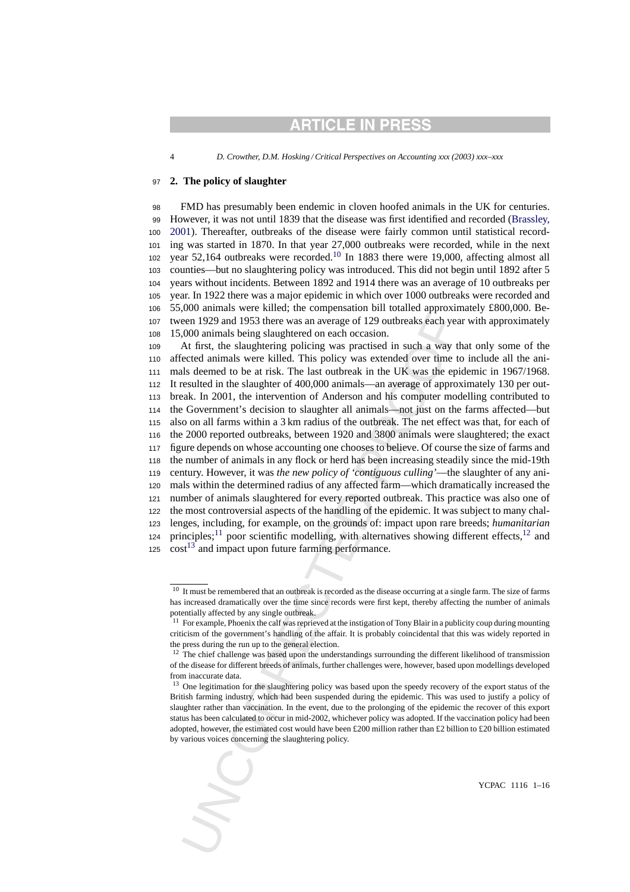## 2. The policy of slaughter

FMD has presumably been endemic in cloven hoofed animals in the UK for centuries. However, it was not until 1839 that the disease was first identified and recorded (Brassley, 2001). Thereafter, outbreaks of the disease were fairly common until statistical recording was started in 1870. In that year 27,000 outbreaks were recorded, while in the next year 52,164 outbreaks were recorded.[10] In 1883 there were 19,000, affecting almost all counties—but no slaughtering policy was introduced. This did not begin until 1892 after 5 years without incidents. Between 1892 and 1914 there was an average of 10 outbreaks per year. In 1922 there was a major epidemic in which over 1000 outbreaks were recorded and 55,000 animals were killed; the compensation bill totalled approximately £800,000. Between 1929 and 1953 there was an average of 129 outbreaks each year with approximately 15,000 animals being slaughtered on each occasion.

At first, the slaughtering policing was practised in such a way that only some of the affected animals were killed. This policy was extended over time to include all the animals deemed to be at risk. The last outbreak in the UK was the epidemic in 1967/1968. It resulted in the slaughter of 400,000 animals—an average of approximately 130 per outbreak. In 2001, the intervention of Anderson and his computer modelling contributed to the Government's decision to slaughter all animals—not just on the farms affected—but also on all farms within a 3 km radius of the outbreak. The net effect was that, for each of the 2000 reported outbreaks, between 1920 and 3800 animals were slaughtered; the exact figure depends on whose accounting one chooses to believe. Of course the size of farms and the number of animals in any flock or herd has been increasing steadily since the mid-19th century. However, it was *the new policy of 'contiguous culling'*—the slaughter of any animals within the determined radius of any affected farm—which dramatically increased the number of animals slaughtered for every reported outbreak. This practice was also one of the most controversial aspects of the handling of the epidemic. It was subject to many challenges, including, for example, on the grounds of: impact upon rare breeds; *humanitarian* principles;[11] poor scientific modelling, with alternatives showing different effects,[12] and cost[13] and impact upon future farming performance.

---

[10] It must be remembered that an outbreak is recorded as the disease occurring at a single farm. The size of farms has increased dramatically over the time since records were first kept, thereby affecting the number of animals potentially affected by any single outbreak.

[11] For example, Phoenix the calf was reprieved at the instigation of Tony Blair in a publicity coup during mounting criticism of the government's handling of the affair. It is probably coincidental that this was widely reported in the press during the run up to the general election.

[12] The chief challenge was based upon the understandings surrounding the different likelihood of transmission of the disease for different breeds of animals, further challenges were, however, based upon modellings developed from inaccurate data.

[13] One legitimation for the slaughtering policy was based upon the speedy recovery of the export status of the British farming industry, which had been suspended during the epidemic. This was used to justify a policy of slaughter rather than vaccination. In the event, due to the prolonging of the epidemic the recover of this export status has been calculated to occur in mid-2002, whichever policy was adopted. If the vaccination policy had been adopted, however, the estimated cost would have been £200 million rather than £2 billion to £20 billion estimated by various voices concerning the slaughtering policy.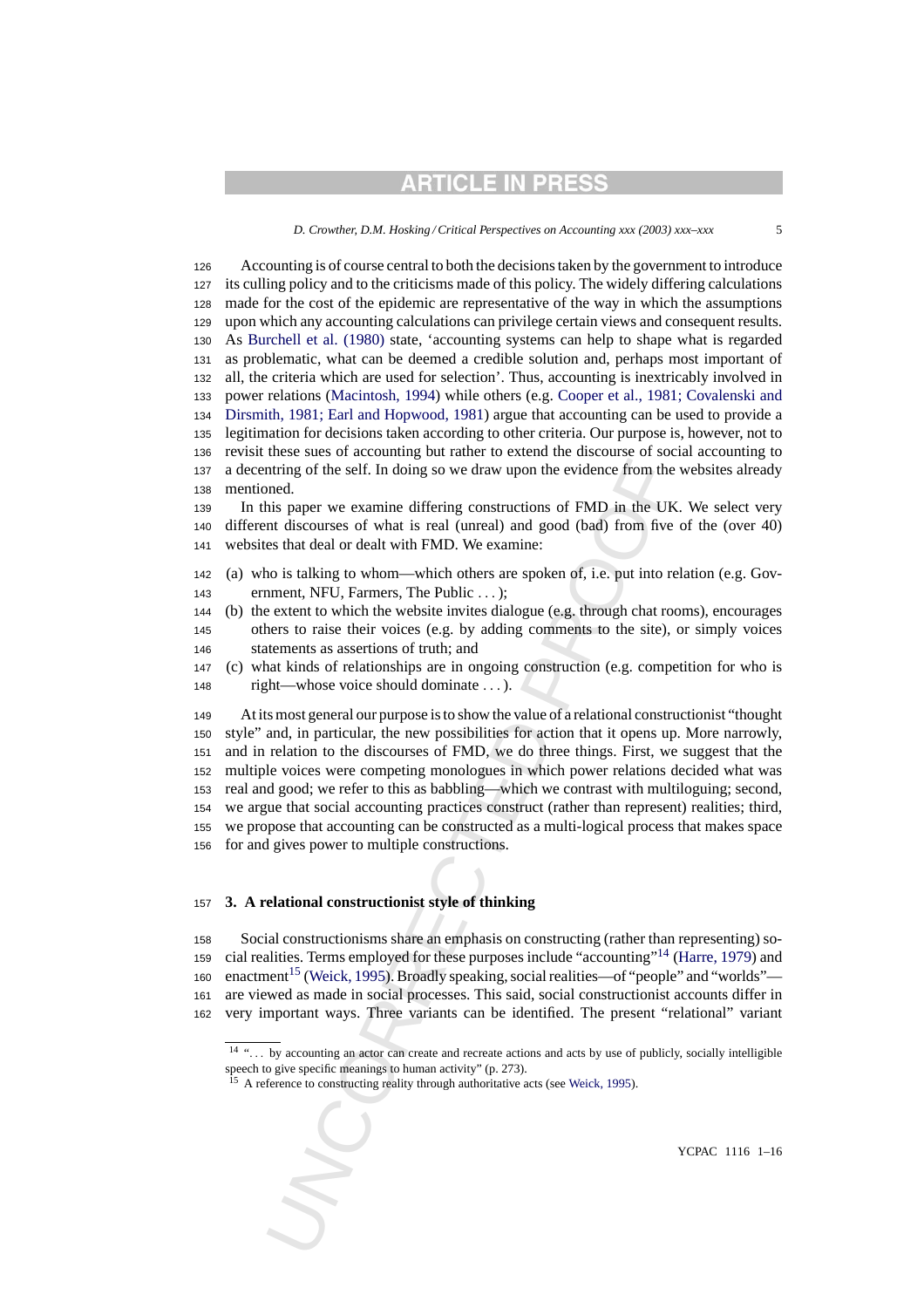Accounting is of course central to both the decisions taken by the government to introduce its culling policy and to the criticisms made of this policy. The widely differing calculations made for the cost of the epidemic are representative of the way in which the assumptions upon which any accounting calculations can privilege certain views and consequent results. As Burchell et al. (1980) state, 'accounting systems can help to shape what is regarded as problematic, what can be deemed a credible solution and, perhaps most important of all, the criteria which are used for selection'. Thus, accounting is inextricably involved in power relations (Macintosh, 1994) while others (e.g. Cooper et al., 1981; Covalenski and Dirsmith, 1981; Earl and Hopwood, 1981) argue that accounting can be used to provide a legitimation for decisions taken according to other criteria. Our purpose is, however, not to revisit these sues of accounting but rather to extend the discourse of social accounting to a decentring of the self. In doing so we draw upon the evidence from the websites already mentioned.

In this paper we examine differing constructions of FMD in the UK. We select very different discourses of what is real (unreal) and good (bad) from five of the (over 40) websites that deal or dealt with FMD. We examine:

(a) who is talking to whom—which others are spoken of, i.e. put into relation (e.g. Government, NFU, Farmers, The Public . . . );
(b) the extent to which the website invites dialogue (e.g. through chat rooms), encourages others to raise their voices (e.g. by adding comments to the site), or simply voices statements as assertions of truth; and
(c) what kinds of relationships are in ongoing construction (e.g. competition for who is right—whose voice should dominate . . . ).

At its most general our purpose is to show the value of a relational constructionist "thought style" and, in particular, the new possibilities for action that it opens up. More narrowly, and in relation to the discourses of FMD, we do three things. First, we suggest that the multiple voices were competing monologues in which power relations decided what was real and good; we refer to this as babbling—which we contrast with multiloguing; second, we argue that social accounting practices construct (rather than represent) realities; third, we propose that accounting can be constructed as a multi-logical process that makes space for and gives power to multiple constructions.

## 3. A relational constructionist style of thinking

Social constructionisms share an emphasis on constructing (rather than representing) social realities. Terms employed for these purposes include "accounting"[14] (Harre, 1979) and enactment[15] (Weick, 1995). Broadly speaking, social realities—of "people" and "worlds"—are viewed as made in social processes. This said, social constructionist accounts differ in very important ways. Three variants can be identified. The present "relational" variant

[14] ". . . by accounting an actor can create and recreate actions and acts by use of publicly, socially intelligible speech to give specific meanings to human activity" (p. 273).

[15] A reference to constructing reality through authoritative acts (see Weick, 1995).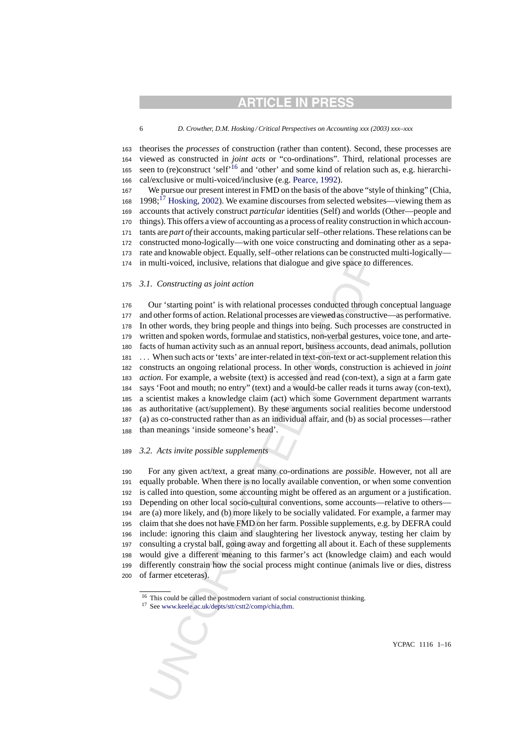theorises the *processes* of construction (rather than content). Second, these processes are viewed as constructed in *joint acts* or "co-ordinations". Third, relational processes are seen to (re)construct 'self'[16] and 'other' and some kind of relation such as, e.g. hierarchical/exclusive or multi-voiced/inclusive (e.g. Pearce, 1992).

We pursue our present interest in FMD on the basis of the above "style of thinking" (Chia, 1998;[17] Hosking, 2002). We examine discourses from selected websites—viewing them as accounts that actively construct *particular* identities (Self) and worlds (Other—people and things). This offers a view of accounting as a process of reality construction in which accountants are *part of* their accounts, making particular self–other relations. These relations can be constructed mono-logically—with one voice constructing and dominating other as a separate and knowable object. Equally, self–other relations can be constructed multi-logically—in multi-voiced, inclusive, relations that dialogue and give space to differences.

### 3.1. Constructing as joint action

Our 'starting point' is with relational processes conducted through conceptual language and other forms of action. Relational processes are viewed as constructive—as performative. In other words, they bring people and things into being. Such processes are constructed in written and spoken words, formulae and statistics, non-verbal gestures, voice tone, and artefacts of human activity such as an annual report, business accounts, dead animals, pollution ... When such acts or 'texts' are inter-related in text-con-text or act-supplement relation this constructs an ongoing relational process. In other words, construction is achieved in *joint action*. For example, a website (text) is accessed and read (con-text), a sign at a farm gate says 'Foot and mouth; no entry" (text) and a would-be caller reads it turns away (con-text), a scientist makes a knowledge claim (act) which some Government department warrants as authoritative (act/supplement). By these arguments social realities become understood (a) as co-constructed rather than as an individual affair, and (b) as social processes—rather than meanings 'inside someone's head'.

### 3.2. Acts invite possible supplements

For any given act/text, a great many co-ordinations are *possible*. However, not all are equally probable. When there is no locally available convention, or when some convention is called into question, some accounting might be offered as an argument or a justification. Depending on other local socio-cultural conventions, some accounts—relative to others—are (a) more likely, and (b) more likely to be socially validated. For example, a farmer may claim that she does not have FMD on her farm. Possible supplements, e.g. by DEFRA could include: ignoring this claim and slaughtering her livestock anyway, testing her claim by consulting a crystal ball, going away and forgetting all about it. Each of these supplements would give a different meaning to this farmer's act (knowledge claim) and each would differently constrain how the social process might continue (animals live or dies, distress of farmer etceteras).

---

[16] This could be called the postmodern variant of social constructionist thinking.

[17] See www.keele.ac.uk/depts/stt/cstt2/comp/chia,thm.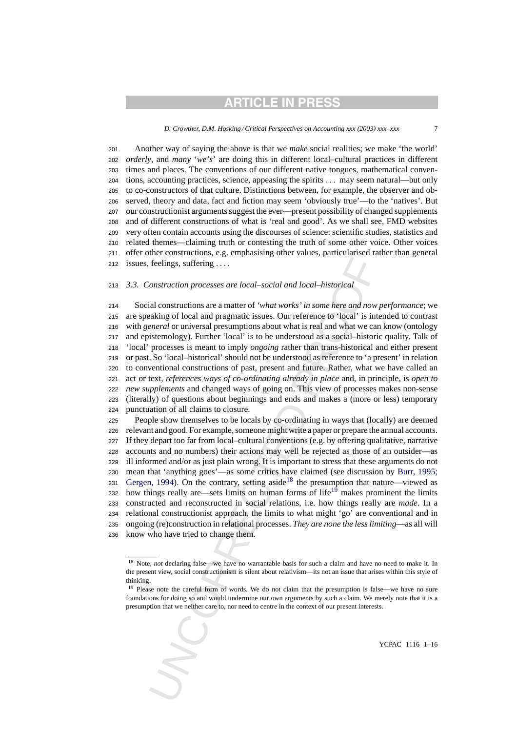Another way of saying the above is that we *make* social realities; we make 'the world' *orderly*, and *many* '*we's*' are doing this in different local–cultural practices in different times and places. The conventions of our different native tongues, mathematical conventions, accounting practices, science, appeasing the spirits . . . may seem natural—but only to co-constructors of that culture. Distinctions between, for example, the observer and observed, theory and data, fact and fiction may seem 'obviously true'—to the 'natives'. But our constructionist arguments suggest the ever—present possibility of changed supplements and of different constructions of what is 'real and good'. As we shall see, FMD websites very often contain accounts using the discourses of science: scientific studies, statistics and related themes—claiming truth or contesting the truth of some other voice. Other voices offer other constructions, e.g. emphasising other values, particularised rather than general issues, feelings, suffering . . . .

### 3.3. Construction processes are local–social and local–historical

Social constructions are a matter of *'what works' in some here and now performance*; we are speaking of local and pragmatic issues. Our reference to 'local' is intended to contrast with *general* or universal presumptions about what is real and what we can know (ontology and epistemology). Further 'local' is to be understood as a social–historic quality. Talk of 'local' processes is meant to imply *ongoing* rather than trans-historical and either present or past. So 'local–historical' should not be understood as reference to 'a present' in relation to conventional constructions of past, present and future. Rather, what we have called an act or text, *references ways of co-ordinating already in place* and, in principle, is *open to new supplements* and changed ways of going on. This view of processes makes non-sense (literally) of questions about beginnings and ends and makes a (more or less) temporary punctuation of all claims to closure.

People show themselves to be locals by co-ordinating in ways that (locally) are deemed relevant and good. For example, someone might write a paper or prepare the annual accounts. If they depart too far from local–cultural conventions (e.g. by offering qualitative, narrative accounts and no numbers) their actions may well be rejected as those of an outsider—as ill informed and/or as just plain wrong. It is important to stress that these arguments do not mean that 'anything goes'—as some critics have claimed (see discussion by Burr, 1995; Gergen, 1994). On the contrary, setting aside[18] the presumption that nature—viewed as how things really are—sets limits on human forms of life[19] makes prominent the limits constructed and reconstructed in social relations, i.e. how things really are *made*. In a relational constructionist approach, the limits to what might 'go' are conventional and in ongoing (re)construction in relational processes. *They are none the less limiting*—as all will know who have tried to change them.

---

[18] Note, *not* declaring false—we have no warrantable basis for such a claim and have no need to make it. In the present view, social constructionism is silent about relativism—its not an issue that arises within this style of thinking.

[19] Please note the careful form of words. We do not claim that the presumption is false—we have no sure foundations for doing so and would undermine our own arguments by such a claim. We merely note that it is a presumption that we neither care to, nor need to centre in the context of our present interests.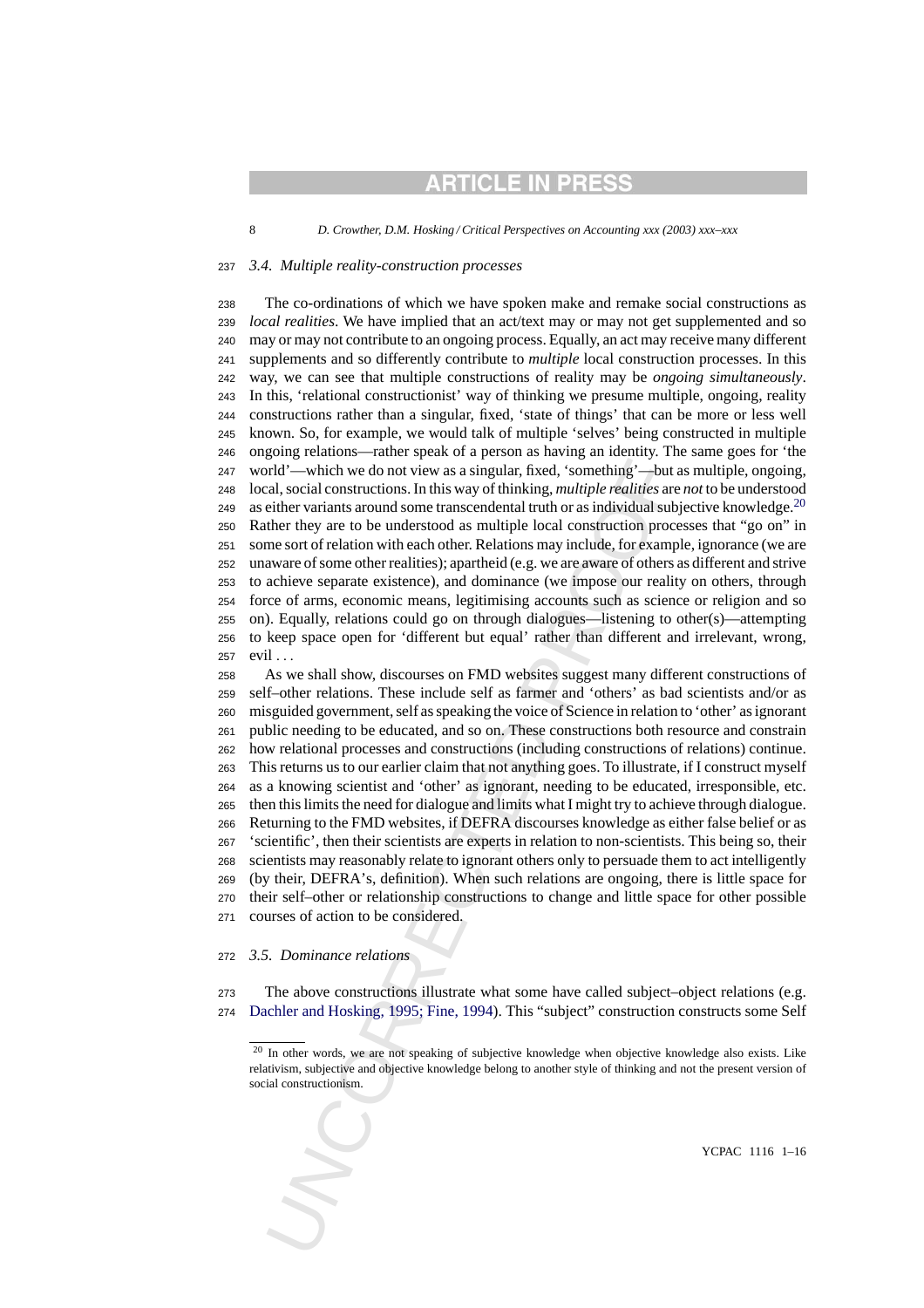### 3.4. Multiple reality-construction processes

The co-ordinations of which we have spoken make and remake social constructions as *local realities*. We have implied that an act/text may or may not get supplemented and so may or may not contribute to an ongoing process. Equally, an act may receive many different supplements and so differently contribute to *multiple* local construction processes. In this way, we can see that multiple constructions of reality may be *ongoing simultaneously*. In this, 'relational constructionist' way of thinking we presume multiple, ongoing, reality constructions rather than a singular, fixed, 'state of things' that can be more or less well known. So, for example, we would talk of multiple 'selves' being constructed in multiple ongoing relations—rather speak of a person as having an identity. The same goes for 'the world'—which we do not view as a singular, fixed, 'something'—but as multiple, ongoing, local, social constructions. In this way of thinking, *multiple realities* are *not* to be understood as either variants around some transcendental truth or as individual subjective knowledge.[20] Rather they are to be understood as multiple local construction processes that "go on" in some sort of relation with each other. Relations may include, for example, ignorance (we are unaware of some other realities); apartheid (e.g. we are aware of others as different and strive to achieve separate existence), and dominance (we impose our reality on others, through force of arms, economic means, legitimising accounts such as science or religion and so on). Equally, relations could go on through dialogues—listening to other(s)—attempting to keep space open for 'different but equal' rather than different and irrelevant, wrong, evil . . .

As we shall show, discourses on FMD websites suggest many different constructions of self–other relations. These include self as farmer and 'others' as bad scientists and/or as misguided government, self as speaking the voice of Science in relation to 'other' as ignorant public needing to be educated, and so on. These constructions both resource and constrain how relational processes and constructions (including constructions of relations) continue. This returns us to our earlier claim that not anything goes. To illustrate, if I construct myself as a knowing scientist and 'other' as ignorant, needing to be educated, irresponsible, etc. then this limits the need for dialogue and limits what I might try to achieve through dialogue. Returning to the FMD websites, if DEFRA discourses knowledge as either false belief or as 'scientific', then their scientists are experts in relation to non-scientists. This being so, their scientists may reasonably relate to ignorant others only to persuade them to act intelligently (by their, DEFRA's, definition). When such relations are ongoing, there is little space for their self–other or relationship constructions to change and little space for other possible courses of action to be considered.

### 3.5. Dominance relations

The above constructions illustrate what some have called subject–object relations (e.g. Dachler and Hosking, 1995; Fine, 1994). This "subject" construction constructs some Self

[20] In other words, we are not speaking of subjective knowledge when objective knowledge also exists. Like relativism, subjective and objective knowledge belong to another style of thinking and not the present version of social constructionism.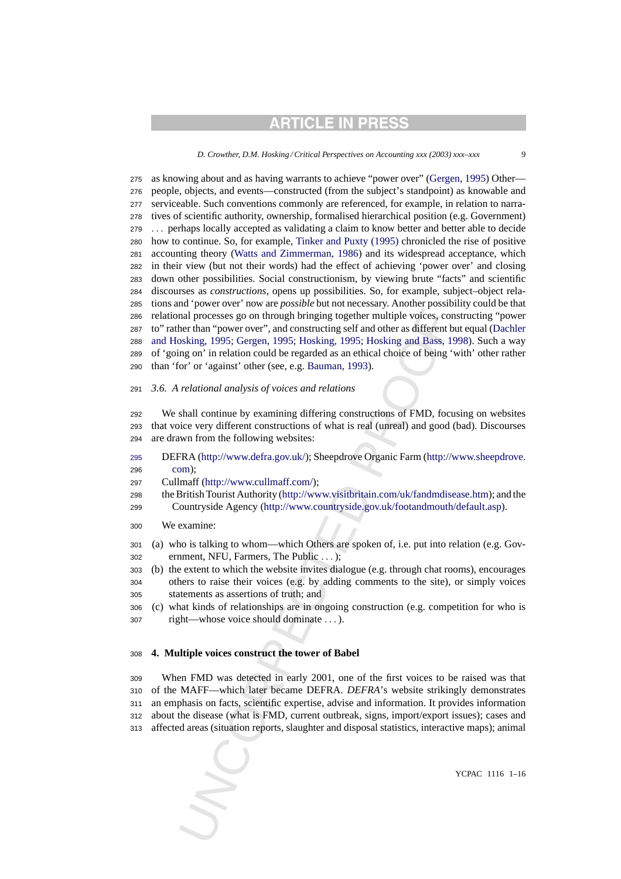as knowing about and as having warrants to achieve "power over" (Gergen, 1995) Other—people, objects, and events—constructed (from the subject's standpoint) as knowable and serviceable. Such conventions commonly are referenced, for example, in relation to narratives of scientific authority, ownership, formalised hierarchical position (e.g. Government) . . . perhaps locally accepted as validating a claim to know better and better able to decide how to continue. So, for example, Tinker and Puxty (1995) chronicled the rise of positive accounting theory (Watts and Zimmerman, 1986) and its widespread acceptance, which in their view (but not their words) had the effect of achieving 'power over' and closing down other possibilities. Social constructionism, by viewing brute "facts" and scientific discourses as *constructions*, opens up possibilities. So, for example, subject–object relations and 'power over' now are *possible* but not necessary. Another possibility could be that relational processes go on through bringing together multiple voices, constructing "power to" rather than "power over", and constructing self and other as different but equal (Dachler and Hosking, 1995; Gergen, 1995; Hosking, 1995; Hosking and Bass, 1998). Such a way of 'going on' in relation could be regarded as an ethical choice of being 'with' other rather than 'for' or 'against' other (see, e.g. Bauman, 1993).

### 3.6. A relational analysis of voices and relations

We shall continue by examining differing constructions of FMD, focusing on websites that voice very different constructions of what is real (unreal) and good (bad). Discourses are drawn from the following websites:

DEFRA (http://www.defra.gov.uk/); Sheepdrove Organic Farm (http://www.sheepdrove.com);
Cullmaff (http://www.cullmaff.com/);
the British Tourist Authority (http://www.visitbritain.com/uk/fandmdisease.htm); and the Countryside Agency (http://www.countryside.gov.uk/footandmouth/default.asp).

We examine:

(a) who is talking to whom—which Others are spoken of, i.e. put into relation (e.g. Government, NFU, Farmers, The Public . . . );
(b) the extent to which the website invites dialogue (e.g. through chat rooms), encourages others to raise their voices (e.g. by adding comments to the site), or simply voices statements as assertions of truth; and
(c) what kinds of relationships are in ongoing construction (e.g. competition for who is right—whose voice should dominate . . . ).

## 4. Multiple voices construct the tower of Babel

When FMD was detected in early 2001, one of the first voices to be raised was that of the MAFF—which later became DEFRA. *DEFRA*'s website strikingly demonstrates an emphasis on facts, scientific expertise, advise and information. It provides information about the disease (what is FMD, current outbreak, signs, import/export issues); cases and affected areas (situation reports, slaughter and disposal statistics, interactive maps); animal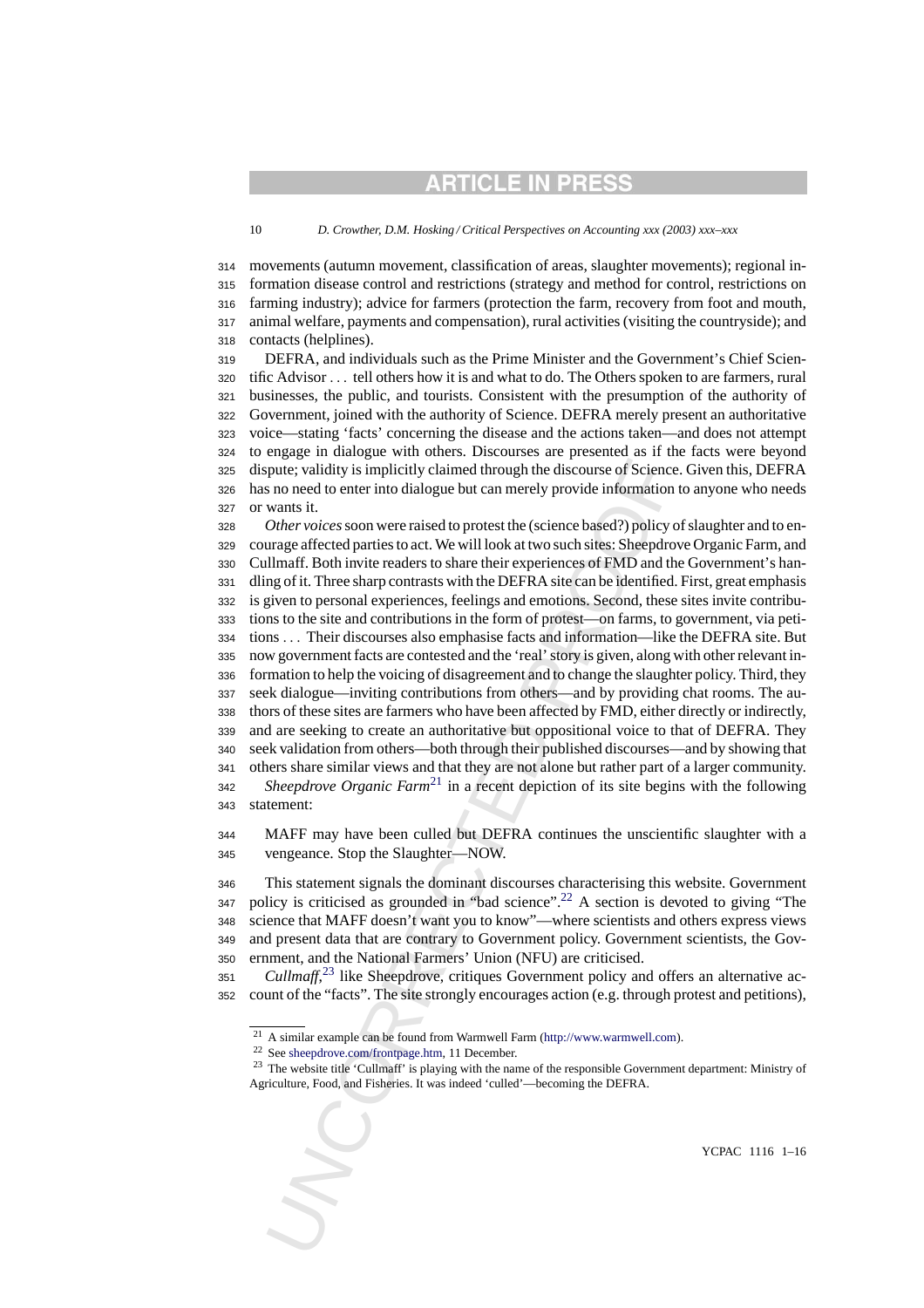movements (autumn movement, classification of areas, slaughter movements); regional information disease control and restrictions (strategy and method for control, restrictions on farming industry); advice for farmers (protection the farm, recovery from foot and mouth, animal welfare, payments and compensation), rural activities (visiting the countryside); and contacts (helplines).

DEFRA, and individuals such as the Prime Minister and the Government's Chief Scientific Advisor . . . tell others how it is and what to do. The Others spoken to are farmers, rural businesses, the public, and tourists. Consistent with the presumption of the authority of Government, joined with the authority of Science. DEFRA merely present an authoritative voice—stating 'facts' concerning the disease and the actions taken—and does not attempt to engage in dialogue with others. Discourses are presented as if the facts were beyond dispute; validity is implicitly claimed through the discourse of Science. Given this, DEFRA has no need to enter into dialogue but can merely provide information to anyone who needs or wants it.

*Other voices* soon were raised to protest the (science based?) policy of slaughter and to encourage affected parties to act. We will look at two such sites: Sheepdrove Organic Farm, and Cullmaff. Both invite readers to share their experiences of FMD and the Government's handling of it. Three sharp contrasts with the DEFRA site can be identified. First, great emphasis is given to personal experiences, feelings and emotions. Second, these sites invite contributions to the site and contributions in the form of protest—on farms, to government, via petitions . . . Their discourses also emphasise facts and information—like the DEFRA site. But now government facts are contested and the 'real' story is given, along with other relevant information to help the voicing of disagreement and to change the slaughter policy. Third, they seek dialogue—inviting contributions from others—and by providing chat rooms. The authors of these sites are farmers who have been affected by FMD, either directly or indirectly, and are seeking to create an authoritative but oppositional voice to that of DEFRA. They seek validation from others—both through their published discourses—and by showing that others share similar views and that they are not alone but rather part of a larger community.

*Sheepdrove Organic Farm*[21] in a recent depiction of its site begins with the following statement:

> MAFF may have been culled but DEFRA continues the unscientific slaughter with a vengeance. Stop the Slaughter—NOW.

This statement signals the dominant discourses characterising this website. Government policy is criticised as grounded in "bad science".[22] A section is devoted to giving "The science that MAFF doesn't want you to know"—where scientists and others express views and present data that are contrary to Government policy. Government scientists, the Government, and the National Farmers' Union (NFU) are criticised.

*Cullmaff*,[23] like Sheepdrove, critiques Government policy and offers an alternative account of the "facts". The site strongly encourages action (e.g. through protest and petitions),

---

[21] A similar example can be found from Warmwell Farm (http://www.warmwell.com).

[22] See sheepdrove.com/frontpage.htm, 11 December.

[23] The website title 'Cullmaff' is playing with the name of the responsible Government department: Ministry of Agriculture, Food, and Fisheries. It was indeed 'culled'—becoming the DEFRA.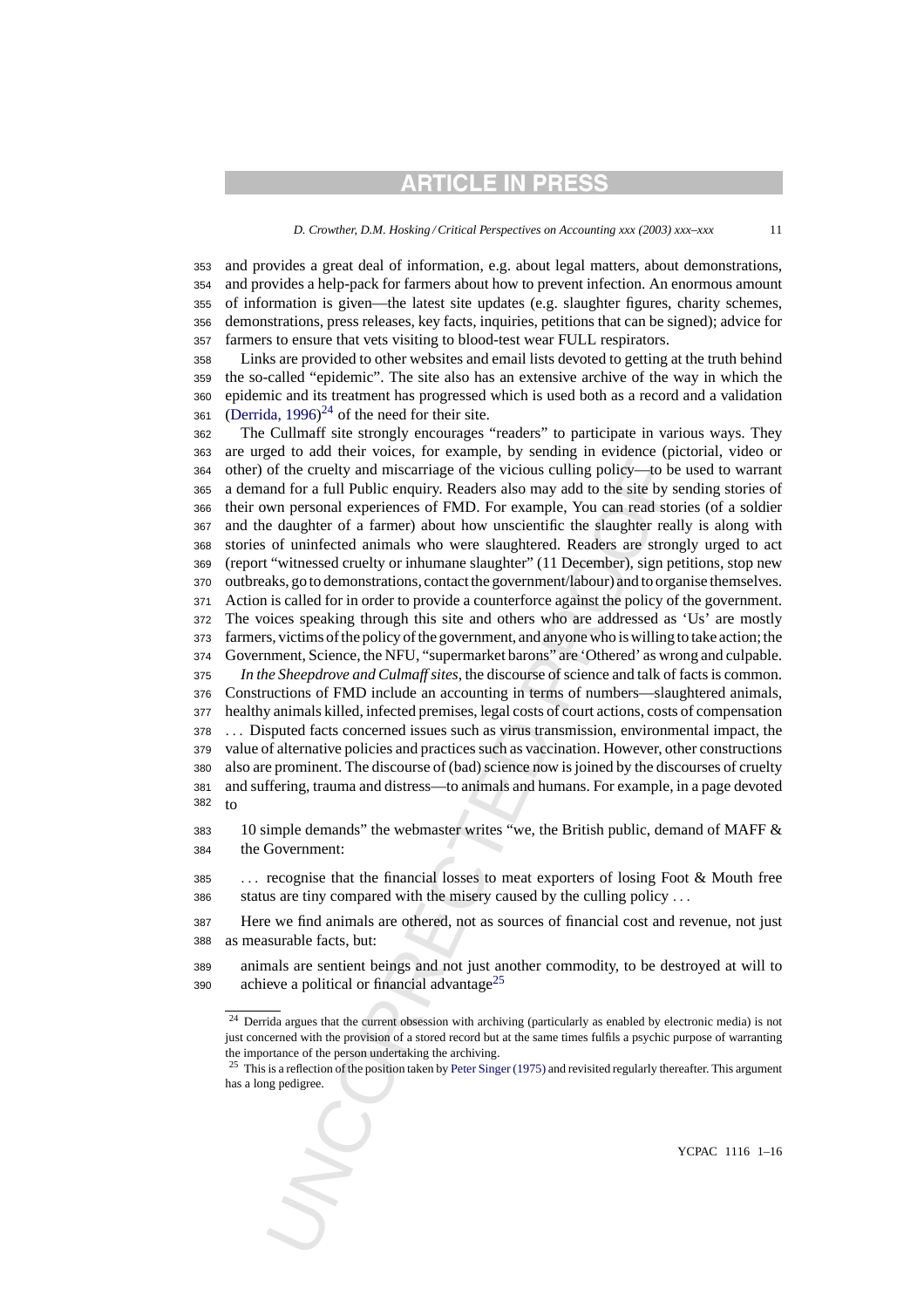and provides a great deal of information, e.g. about legal matters, about demonstrations, and provides a help-pack for farmers about how to prevent infection. An enormous amount of information is given—the latest site updates (e.g. slaughter figures, charity schemes, demonstrations, press releases, key facts, inquiries, petitions that can be signed); advice for farmers to ensure that vets visiting to blood-test wear FULL respirators.

Links are provided to other websites and email lists devoted to getting at the truth behind the so-called "epidemic". The site also has an extensive archive of the way in which the epidemic and its treatment has progressed which is used both as a record and a validation (Derrida, 1996)[24] of the need for their site.

The Cullmaff site strongly encourages "readers" to participate in various ways. They are urged to add their voices, for example, by sending in evidence (pictorial, video or other) of the cruelty and miscarriage of the vicious culling policy—to be used to warrant a demand for a full Public enquiry. Readers also may add to the site by sending stories of their own personal experiences of FMD. For example, You can read stories (of a soldier and the daughter of a farmer) about how unscientific the slaughter really is along with stories of uninfected animals who were slaughtered. Readers are strongly urged to act (report "witnessed cruelty or inhumane slaughter" (11 December), sign petitions, stop new outbreaks, go to demonstrations, contact the government/labour) and to organise themselves. Action is called for in order to provide a counterforce against the policy of the government. The voices speaking through this site and others who are addressed as 'Us' are mostly farmers, victims of the policy of the government, and anyone who is willing to take action; the Government, Science, the NFU, "supermarket barons" are 'Othered' as wrong and culpable.

*In the Sheepdrove and Culmaff sites*, the discourse of science and talk of facts is common. Constructions of FMD include an accounting in terms of numbers—slaughtered animals, healthy animals killed, infected premises, legal costs of court actions, costs of compensation ... Disputed facts concerned issues such as virus transmission, environmental impact, the value of alternative policies and practices such as vaccination. However, other constructions also are prominent. The discourse of (bad) science now is joined by the discourses of cruelty and suffering, trauma and distress—to animals and humans. For example, in a page devoted to

> 10 simple demands" the webmaster writes "we, the British public, demand of MAFF & the Government:
>
> ... recognise that the financial losses to meat exporters of losing Foot & Mouth free status are tiny compared with the misery caused by the culling policy ...

Here we find animals are othered, not as sources of financial cost and revenue, not just as measurable facts, but:

> animals are sentient beings and not just another commodity, to be destroyed at will to achieve a political or financial advantage[25]

[24] Derrida argues that the current obsession with archiving (particularly as enabled by electronic media) is not just concerned with the provision of a stored record but at the same times fulfils a psychic purpose of warranting the importance of the person undertaking the archiving.

[25] This is a reflection of the position taken by Peter Singer (1975) and revisited regularly thereafter. This argument has a long pedigree.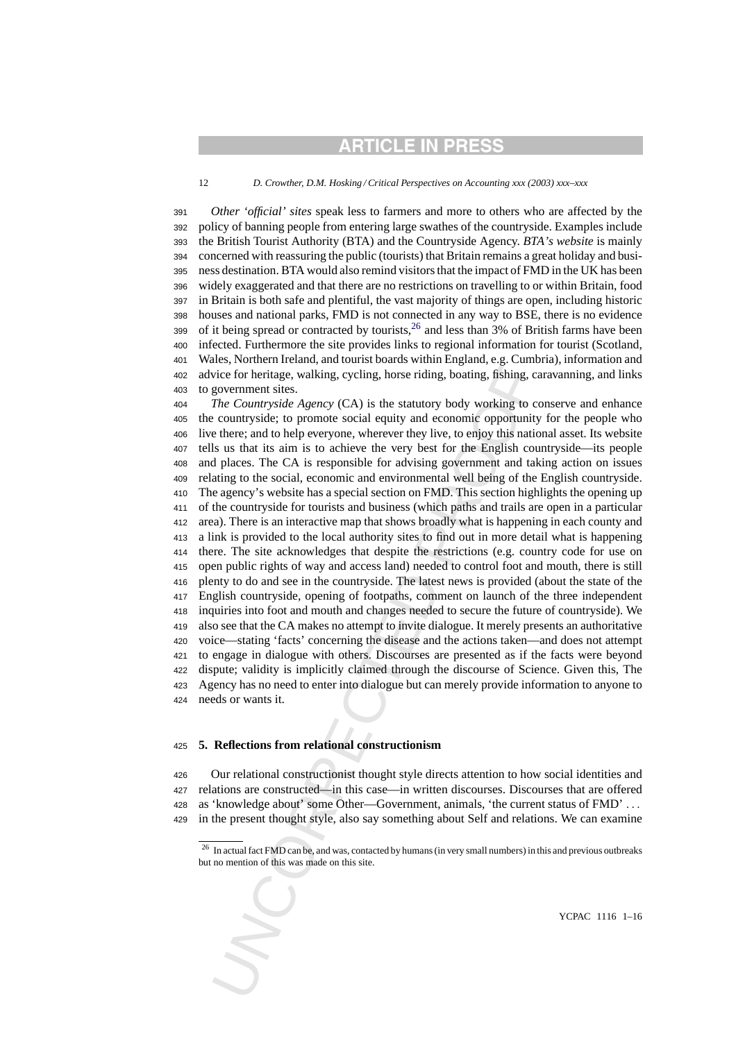*Other 'official' sites* speak less to farmers and more to others who are affected by the policy of banning people from entering large swathes of the countryside. Examples include the British Tourist Authority (BTA) and the Countryside Agency. *BTA's website* is mainly concerned with reassuring the public (tourists) that Britain remains a great holiday and business destination. BTA would also remind visitors that the impact of FMD in the UK has been widely exaggerated and that there are no restrictions on travelling to or within Britain, food in Britain is both safe and plentiful, the vast majority of things are open, including historic houses and national parks, FMD is not connected in any way to BSE, there is no evidence of it being spread or contracted by tourists,[26] and less than 3% of British farms have been infected. Furthermore the site provides links to regional information for tourist (Scotland, Wales, Northern Ireland, and tourist boards within England, e.g. Cumbria), information and advice for heritage, walking, cycling, horse riding, boating, fishing, caravanning, and links to government sites.

*The Countryside Agency* (CA) is the statutory body working to conserve and enhance the countryside; to promote social equity and economic opportunity for the people who live there; and to help everyone, wherever they live, to enjoy this national asset. Its website tells us that its aim is to achieve the very best for the English countryside—its people and places. The CA is responsible for advising government and taking action on issues relating to the social, economic and environmental well being of the English countryside. The agency's website has a special section on FMD. This section highlights the opening up of the countryside for tourists and business (which paths and trails are open in a particular area). There is an interactive map that shows broadly what is happening in each county and a link is provided to the local authority sites to find out in more detail what is happening there. The site acknowledges that despite the restrictions (e.g. country code for use on open public rights of way and access land) needed to control foot and mouth, there is still plenty to do and see in the countryside. The latest news is provided (about the state of the English countryside, opening of footpaths, comment on launch of the three independent inquiries into foot and mouth and changes needed to secure the future of countryside). We also see that the CA makes no attempt to invite dialogue. It merely presents an authoritative voice—stating 'facts' concerning the disease and the actions taken—and does not attempt to engage in dialogue with others. Discourses are presented as if the facts were beyond dispute; validity is implicitly claimed through the discourse of Science. Given this, The Agency has no need to enter into dialogue but can merely provide information to anyone to needs or wants it.

## 5. Reflections from relational constructionism

Our relational constructionist thought style directs attention to how social identities and relations are constructed—in this case—in written discourses. Discourses that are offered as 'knowledge about' some Other—Government, animals, 'the current status of FMD' ... in the present thought style, also say something about Self and relations. We can examine

[26] In actual fact FMD can be, and was, contacted by humans (in very small numbers) in this and previous outbreaks but no mention of this was made on this site.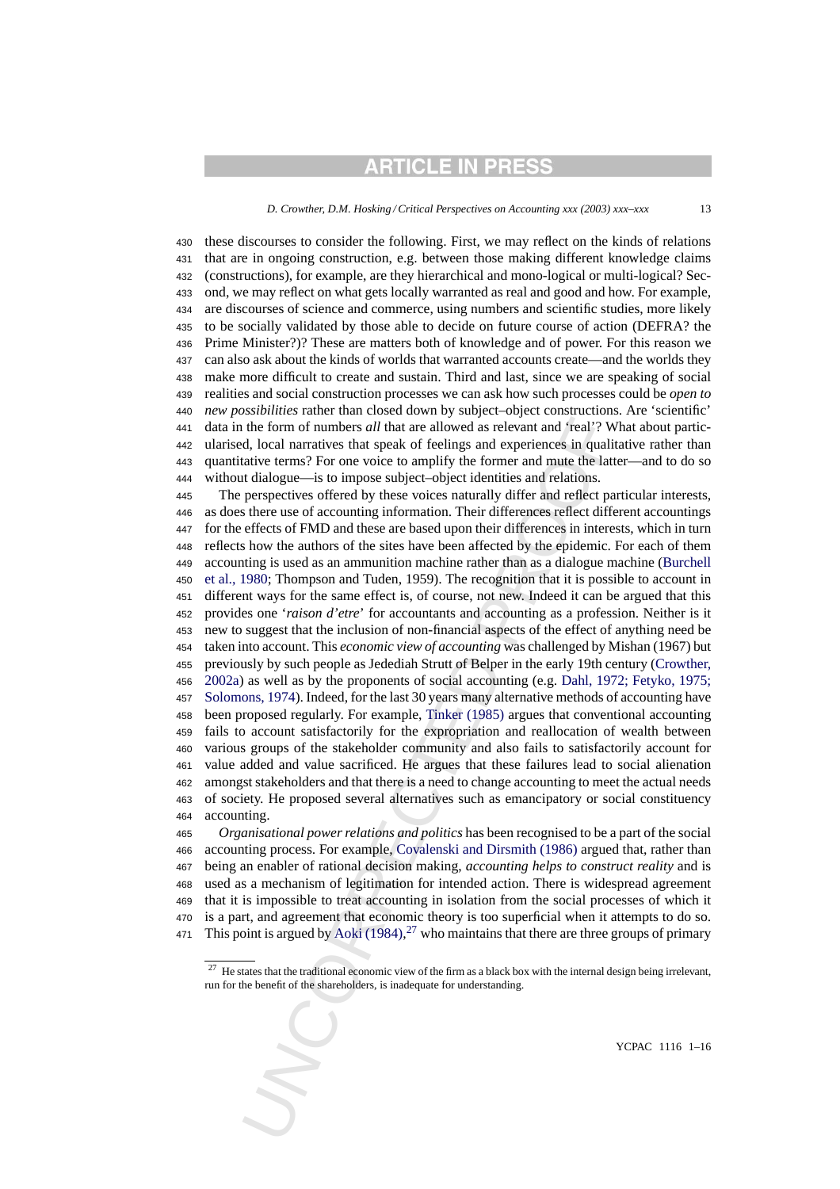these discourses to consider the following. First, we may reflect on the kinds of relations that are in ongoing construction, e.g. between those making different knowledge claims (constructions), for example, are they hierarchical and mono-logical or multi-logical? Second, we may reflect on what gets locally warranted as real and good and how. For example, are discourses of science and commerce, using numbers and scientific studies, more likely to be socially validated by those able to decide on future course of action (DEFRA? the Prime Minister?)? These are matters both of knowledge and of power. For this reason we can also ask about the kinds of worlds that warranted accounts create—and the worlds they make more difficult to create and sustain. Third and last, since we are speaking of social realities and social construction processes we can ask how such processes could be *open to new possibilities* rather than closed down by subject–object constructions. Are 'scientific' data in the form of numbers *all* that are allowed as relevant and 'real'? What about particularised, local narratives that speak of feelings and experiences in qualitative rather than quantitative terms? For one voice to amplify the former and mute the latter—and to do so without dialogue—is to impose subject–object identities and relations.

The perspectives offered by these voices naturally differ and reflect particular interests, as does there use of accounting information. Their differences reflect different accountings for the effects of FMD and these are based upon their differences in interests, which in turn reflects how the authors of the sites have been affected by the epidemic. For each of them accounting is used as an ammunition machine rather than as a dialogue machine (Burchell et al., 1980; Thompson and Tuden, 1959). The recognition that it is possible to account in different ways for the same effect is, of course, not new. Indeed it can be argued that this provides one '*raison d'etre*' for accountants and accounting as a profession. Neither is it new to suggest that the inclusion of non-financial aspects of the effect of anything need be taken into account. This *economic view of accounting* was challenged by Mishan (1967) but previously by such people as Jedediah Strutt of Belper in the early 19th century (Crowther, 2002a) as well as by the proponents of social accounting (e.g. Dahl, 1972; Fetyko, 1975; Solomons, 1974). Indeed, for the last 30 years many alternative methods of accounting have been proposed regularly. For example, Tinker (1985) argues that conventional accounting fails to account satisfactorily for the expropriation and reallocation of wealth between various groups of the stakeholder community and also fails to satisfactorily account for value added and value sacrificed. He argues that these failures lead to social alienation amongst stakeholders and that there is a need to change accounting to meet the actual needs of society. He proposed several alternatives such as emancipatory or social constituency accounting.

*Organisational power relations and politics* has been recognised to be a part of the social accounting process. For example, Covalenski and Dirsmith (1986) argued that, rather than being an enabler of rational decision making, *accounting helps to construct reality* and is used as a mechanism of legitimation for intended action. There is widespread agreement that it is impossible to treat accounting in isolation from the social processes of which it is a part, and agreement that economic theory is too superficial when it attempts to do so. This point is argued by Aoki (1984),[27] who maintains that there are three groups of primary

[27] He states that the traditional economic view of the firm as a black box with the internal design being irrelevant, run for the benefit of the shareholders, is inadequate for understanding.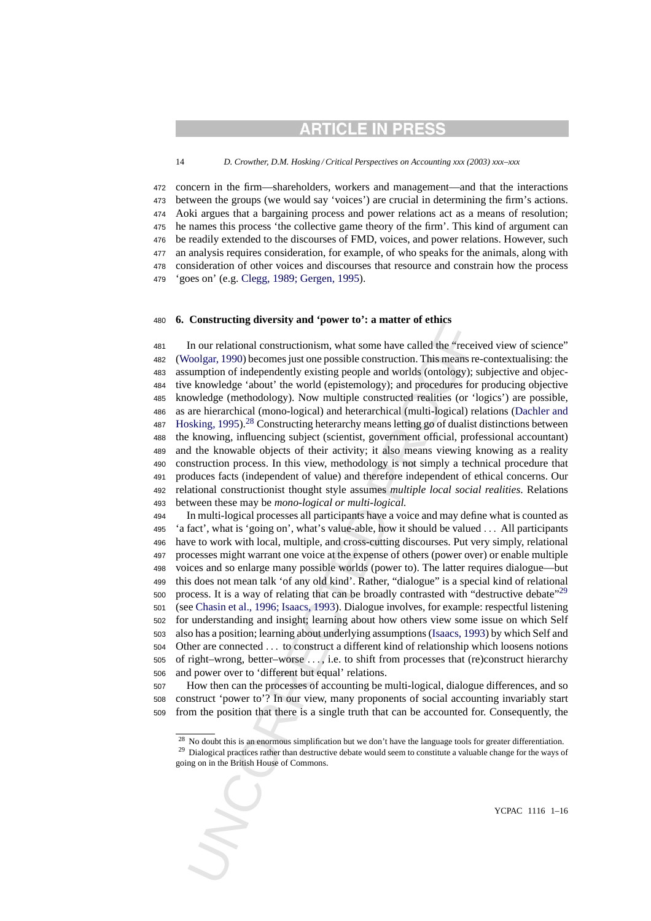concern in the firm—shareholders, workers and management—and that the interactions between the groups (we would say 'voices') are crucial in determining the firm's actions. Aoki argues that a bargaining process and power relations act as a means of resolution; he names this process 'the collective game theory of the firm'. This kind of argument can be readily extended to the discourses of FMD, voices, and power relations. However, such an analysis requires consideration, for example, of who speaks for the animals, along with consideration of other voices and discourses that resource and constrain how the process 'goes on' (e.g. Clegg, 1989; Gergen, 1995).

## 6. Constructing diversity and 'power to': a matter of ethics

In our relational constructionism, what some have called the "received view of science" (Woolgar, 1990) becomes just one possible construction. This means re-contextualising: the assumption of independently existing people and worlds (ontology); subjective and objective knowledge 'about' the world (epistemology); and procedures for producing objective knowledge (methodology). Now multiple constructed realities (or 'logics') are possible, as are hierarchical (mono-logical) and heterarchical (multi-logical) relations (Dachler and Hosking, 1995).[28] Constructing heterarchy means letting go of dualist distinctions between the knowing, influencing subject (scientist, government official, professional accountant) and the knowable objects of their activity; it also means viewing knowing as a reality construction process. In this view, methodology is not simply a technical procedure that produces facts (independent of value) and therefore independent of ethical concerns. Our relational constructionist thought style assumes *multiple local social realities*. Relations between these may be *mono-logical or multi-logical.*

In multi-logical processes all participants have a voice and may define what is counted as 'a fact', what is 'going on', what's value-able, how it should be valued ... All participants have to work with local, multiple, and cross-cutting discourses. Put very simply, relational processes might warrant one voice at the expense of others (power over) or enable multiple voices and so enlarge many possible worlds (power to). The latter requires dialogue—but this does not mean talk 'of any old kind'. Rather, "dialogue" is a special kind of relational process. It is a way of relating that can be broadly contrasted with "destructive debate"[29] (see Chasin et al., 1996; Isaacs, 1993). Dialogue involves, for example: respectful listening for understanding and insight; learning about how others view some issue on which Self also has a position; learning about underlying assumptions (Isaacs, 1993) by which Self and Other are connected ... to construct a different kind of relationship which loosens notions of right–wrong, better–worse ..., i.e. to shift from processes that (re)construct hierarchy and power over to 'different but equal' relations.

How then can the processes of accounting be multi-logical, dialogue differences, and so construct 'power to'? In our view, many proponents of social accounting invariably start from the position that there is a single truth that can be accounted for. Consequently, the

[28] No doubt this is an enormous simplification but we don't have the language tools for greater differentiation.

[29] Dialogical practices rather than destructive debate would seem to constitute a valuable change for the ways of going on in the British House of Commons.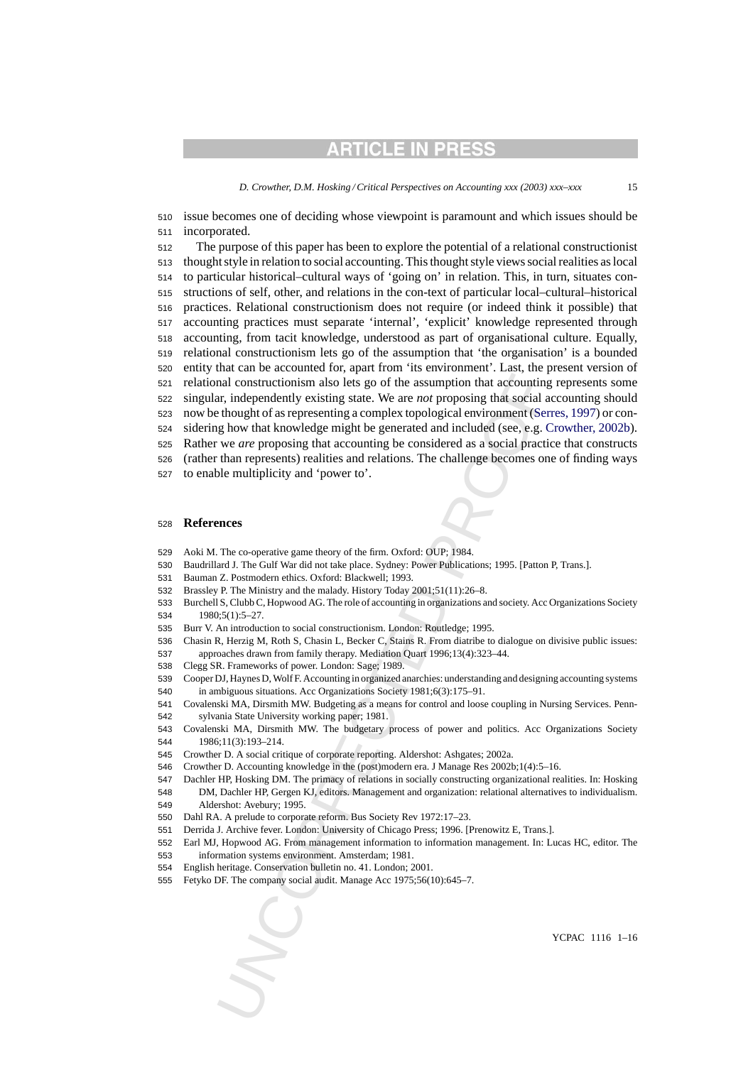issue becomes one of deciding whose viewpoint is paramount and which issues should be incorporated.

The purpose of this paper has been to explore the potential of a relational constructionist thought style in relation to social accounting. This thought style views social realities as local to particular historical–cultural ways of 'going on' in relation. This, in turn, situates constructions of self, other, and relations in the con-text of particular local–cultural–historical practices. Relational constructionism does not require (or indeed think it possible) that accounting practices must separate 'internal', 'explicit' knowledge represented through accounting, from tacit knowledge, understood as part of organisational culture. Equally, relational constructionism lets go of the assumption that 'the organisation' is a bounded entity that can be accounted for, apart from 'its environment'. Last, the present version of relational constructionism also lets go of the assumption that accounting represents some singular, independently existing state. We are *not* proposing that social accounting should now be thought of as representing a complex topological environment (Serres, 1997) or considering how that knowledge might be generated and included (see, e.g. Crowther, 2002b). Rather we *are* proposing that accounting be considered as a social practice that constructs (rather than represents) realities and relations. The challenge becomes one of finding ways to enable multiplicity and 'power to'.

## References

Aoki M. The co-operative game theory of the firm. Oxford: OUP; 1984.

Baudrillard J. The Gulf War did not take place. Sydney: Power Publications; 1995. [Patton P, Trans.].

Bauman Z. Postmodern ethics. Oxford: Blackwell; 1993.

Brassley P. The Ministry and the malady. History Today 2001;51(11):26–8.

Burchell S, Clubb C, Hopwood AG. The role of accounting in organizations and society. Acc Organizations Society 1980;5(1):5–27.

Burr V. An introduction to social constructionism. London: Routledge; 1995.

Chasin R, Herzig M, Roth S, Chasin L, Becker C, Stains R. From diatribe to dialogue on divisive public issues: approaches drawn from family therapy. Mediation Quart 1996;13(4):323–44.

Clegg SR. Frameworks of power. London: Sage; 1989.

Cooper DJ, Haynes D, Wolf F. Accounting in organized anarchies: understanding and designing accounting systems in ambiguous situations. Acc Organizations Society 1981;6(3):175–91.

Covalenski MA, Dirsmith MW. Budgeting as a means for control and loose coupling in Nursing Services. Pennsylvania State University working paper; 1981.

Covalenski MA, Dirsmith MW. The budgetary process of power and politics. Acc Organizations Society 1986;11(3):193–214.

Crowther D. A social critique of corporate reporting. Aldershot: Ashgates; 2002a.

Crowther D. Accounting knowledge in the (post)modern era. J Manage Res 2002b;1(4):5–16.

Dachler HP, Hosking DM. The primacy of relations in socially constructing organizational realities. In: Hosking DM, Dachler HP, Gergen KJ, editors. Management and organization: relational alternatives to individualism. Aldershot: Avebury; 1995.

Dahl RA. A prelude to corporate reform. Bus Society Rev 1972:17–23.

Derrida J. Archive fever. London: University of Chicago Press; 1996. [Prenowitz E, Trans.].

Earl MJ, Hopwood AG. From management information to information management. In: Lucas HC, editor. The information systems environment. Amsterdam; 1981.

English heritage. Conservation bulletin no. 41. London; 2001.

Fetyko DF. The company social audit. Manage Acc 1975;56(10):645–7.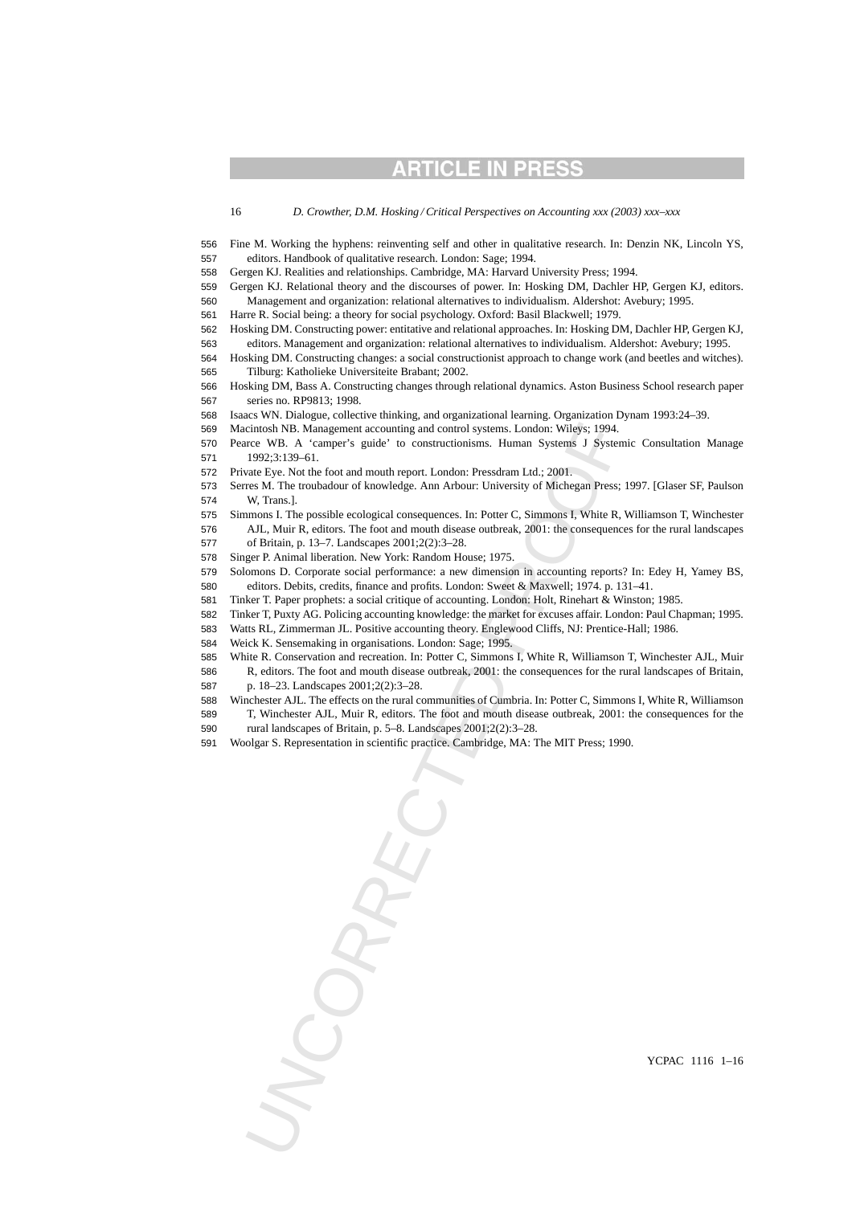Fine M. Working the hyphens: reinventing self and other in qualitative research. In: Denzin NK, Lincoln YS, editors. Handbook of qualitative research. London: Sage; 1994.

Gergen KJ. Realities and relationships. Cambridge, MA: Harvard University Press; 1994.

Gergen KJ. Relational theory and the discourses of power. In: Hosking DM, Dachler HP, Gergen KJ, editors. Management and organization: relational alternatives to individualism. Aldershot: Avebury; 1995.

Harre R. Social being: a theory for social psychology. Oxford: Basil Blackwell; 1979.

Hosking DM. Constructing power: entitative and relational approaches. In: Hosking DM, Dachler HP, Gergen KJ, editors. Management and organization: relational alternatives to individualism. Aldershot: Avebury; 1995.

Hosking DM. Constructing changes: a social constructionist approach to change work (and beetles and witches). Tilburg: Katholieke Universiteite Brabant; 2002.

Hosking DM, Bass A. Constructing changes through relational dynamics. Aston Business School research paper series no. RP9813; 1998.

Isaacs WN. Dialogue, collective thinking, and organizational learning. Organization Dynam 1993:24–39.

Macintosh NB. Management accounting and control systems. London: Wileys; 1994.

Pearce WB. A 'camper's guide' to constructionisms. Human Systems J Systemic Consultation Manage 1992;3:139–61.

Private Eye. Not the foot and mouth report. London: Pressdram Ltd.; 2001.

Serres M. The troubadour of knowledge. Ann Arbour: University of Michegan Press; 1997. [Glaser SF, Paulson W, Trans.].

Simmons I. The possible ecological consequences. In: Potter C, Simmons I, White R, Williamson T, Winchester AJL, Muir R, editors. The foot and mouth disease outbreak, 2001: the consequences for the rural landscapes of Britain, p. 13–7. Landscapes 2001;2(2):3–28.

Singer P. Animal liberation. New York: Random House; 1975.

Solomons D. Corporate social performance: a new dimension in accounting reports? In: Edey H, Yamey BS, editors. Debits, credits, finance and profits. London: Sweet & Maxwell; 1974. p. 131–41.

Tinker T. Paper prophets: a social critique of accounting. London: Holt, Rinehart & Winston; 1985.

Tinker T, Puxty AG. Policing accounting knowledge: the market for excuses affair. London: Paul Chapman; 1995.

Watts RL, Zimmerman JL. Positive accounting theory. Englewood Cliffs, NJ: Prentice-Hall; 1986.

Weick K. Sensemaking in organisations. London: Sage; 1995.

White R. Conservation and recreation. In: Potter C, Simmons I, White R, Williamson T, Winchester AJL, Muir R, editors. The foot and mouth disease outbreak, 2001: the consequences for the rural landscapes of Britain, p. 18–23. Landscapes 2001;2(2):3–28.

Winchester AJL. The effects on the rural communities of Cumbria. In: Potter C, Simmons I, White R, Williamson T, Winchester AJL, Muir R, editors. The foot and mouth disease outbreak, 2001: the consequences for the rural landscapes of Britain, p. 5–8. Landscapes 2001;2(2):3–28.

Woolgar S. Representation in scientific practice. Cambridge, MA: The MIT Press; 1990.